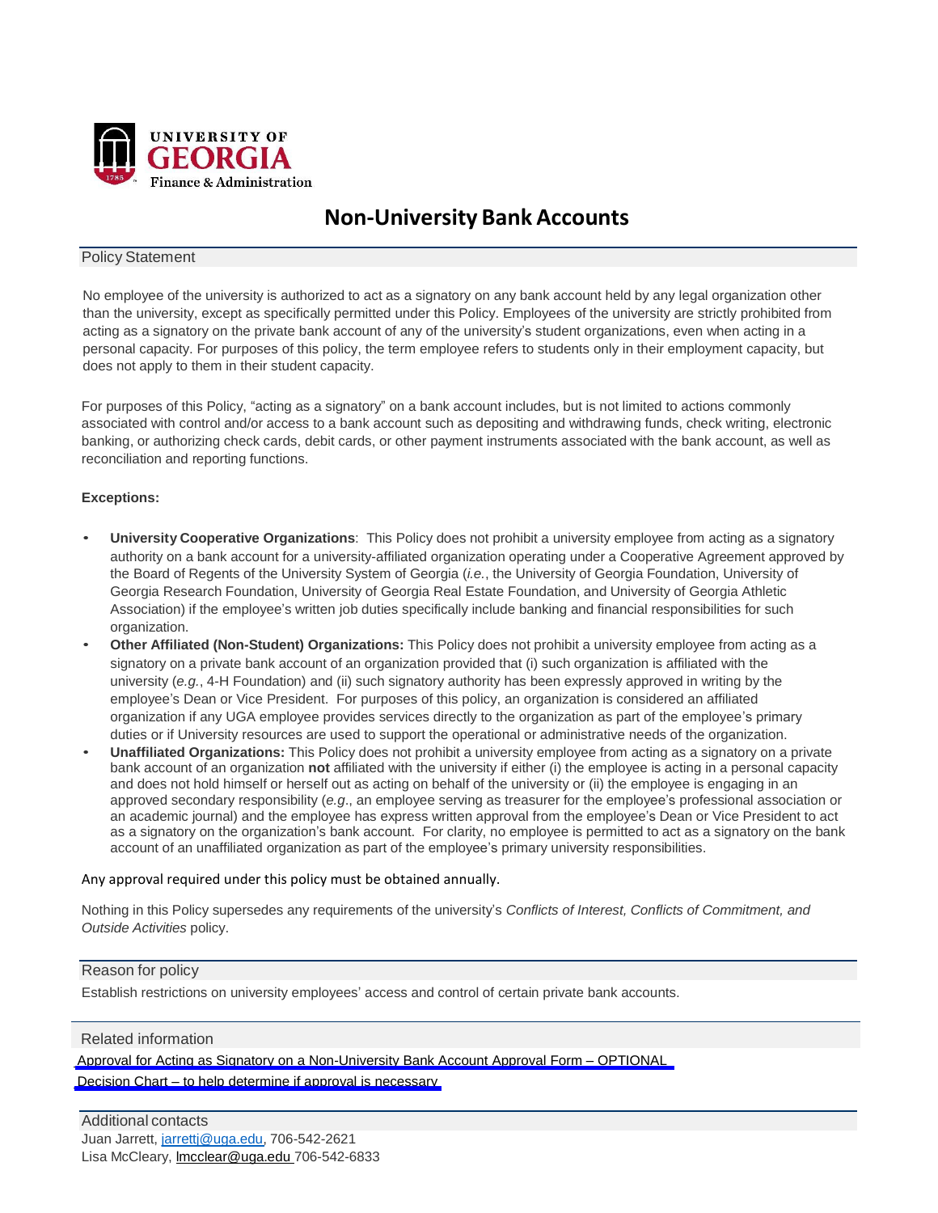UNIVERSITY OF GEORGIA
Finance & Administration

# Non-University Bank Accounts

## Policy Statement

No employee of the university is authorized to act as a signatory on any bank account held by any legal organization other than the university, except as specifically permitted under this Policy. Employees of the university are strictly prohibited from acting as a signatory on the private bank account of any of the university's student organizations, even when acting in a personal capacity. For purposes of this policy, the term employee refers to students only in their employment capacity, but does not apply to them in their student capacity.

For purposes of this Policy, "acting as a signatory" on a bank account includes, but is not limited to actions commonly associated with control and/or access to a bank account such as depositing and withdrawing funds, check writing, electronic banking, or authorizing check cards, debit cards, or other payment instruments associated with the bank account, as well as reconciliation and reporting functions.

**Exceptions:**

- **University Cooperative Organizations**: This Policy does not prohibit a university employee from acting as a signatory authority on a bank account for a university-affiliated organization operating under a Cooperative Agreement approved by the Board of Regents of the University System of Georgia (*i.e.*, the University of Georgia Foundation, University of Georgia Research Foundation, University of Georgia Real Estate Foundation, and University of Georgia Athletic Association) if the employee's written job duties specifically include banking and financial responsibilities for such organization.
- **Other Affiliated (Non-Student) Organizations:** This Policy does not prohibit a university employee from acting as a signatory on a private bank account of an organization provided that (i) such organization is affiliated with the university (*e.g.*, 4-H Foundation) and (ii) such signatory authority has been expressly approved in writing by the employee's Dean or Vice President. For purposes of this policy, an organization is considered an affiliated organization if any UGA employee provides services directly to the organization as part of the employee's primary duties or if University resources are used to support the operational or administrative needs of the organization.
- **Unaffiliated Organizations:** This Policy does not prohibit a university employee from acting as a signatory on a private bank account of an organization **not** affiliated with the university if either (i) the employee is acting in a personal capacity and does not hold himself or herself out as acting on behalf of the university or (ii) the employee is engaging in an approved secondary responsibility (*e.g*., an employee serving as treasurer for the employee's professional association or an academic journal) and the employee has express written approval from the employee's Dean or Vice President to act as a signatory on the organization's bank account. For clarity, no employee is permitted to act as a signatory on the bank account of an unaffiliated organization as part of the employee's primary university responsibilities.

Any approval required under this policy must be obtained annually.

Nothing in this Policy supersedes any requirements of the university's *Conflicts of Interest, Conflicts of Commitment, and Outside Activities* policy.

## Reason for policy

Establish restrictions on university employees' access and control of certain private bank accounts.

## Related information

Approval for Acting as Signatory on a Non-University Bank Account Approval Form – OPTIONAL

Decision Chart – to help determine if approval is necessary

## Additional contacts

Juan Jarrett, jarrettj@uga.edu, 706-542-2621
Lisa McCleary, lmcclear@uga.edu 706-542-6833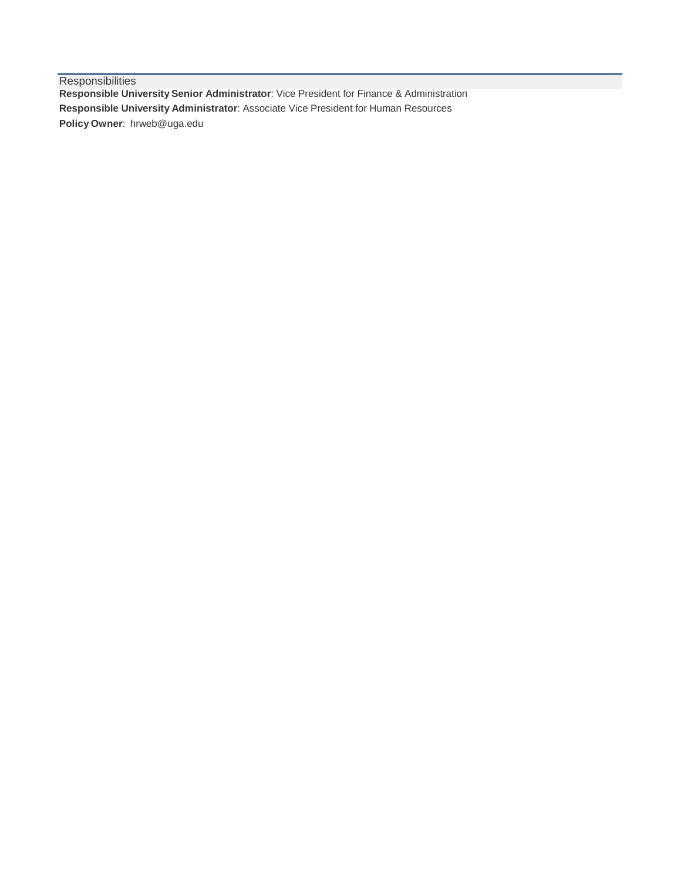## Responsibilities

**Responsible University Senior Administrator**: Vice President for Finance & Administration

**Responsible University Administrator**: Associate Vice President for Human Resources

**Policy Owner**: hrweb@uga.edu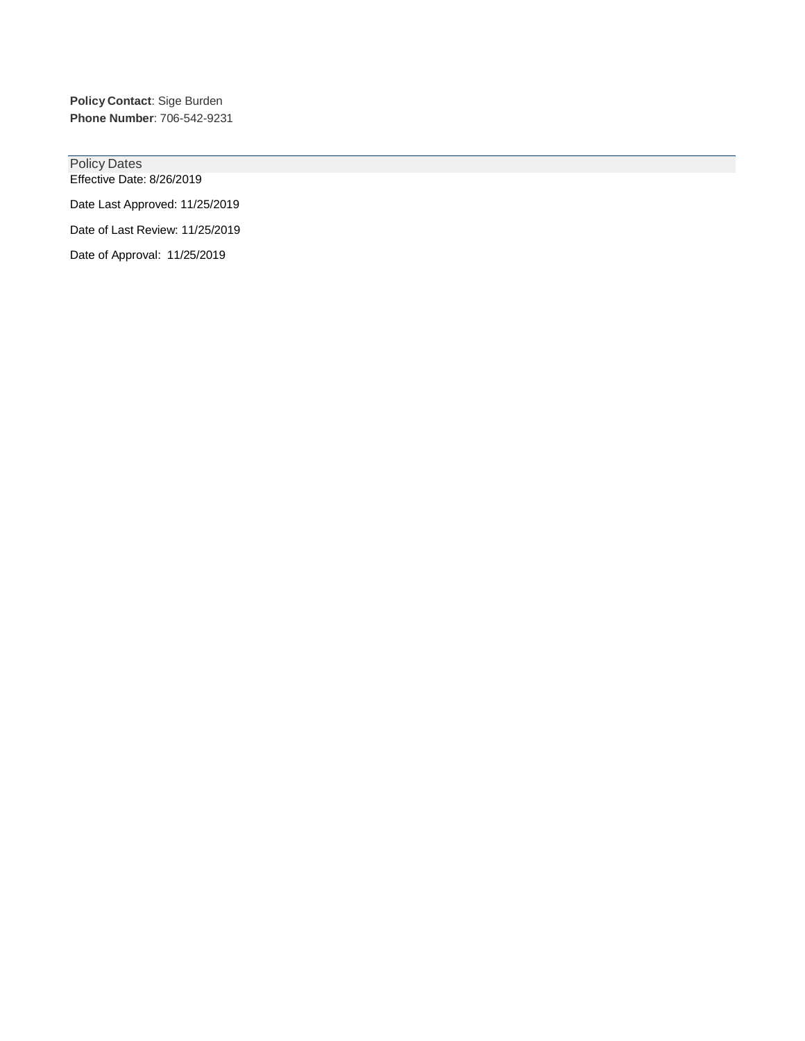**Policy Contact**: Sige Burden
**Phone Number**: 706-542-9231

## Policy Dates

Effective Date: 8/26/2019

Date Last Approved: 11/25/2019

Date of Last Review: 11/25/2019

Date of Approval: 11/25/2019